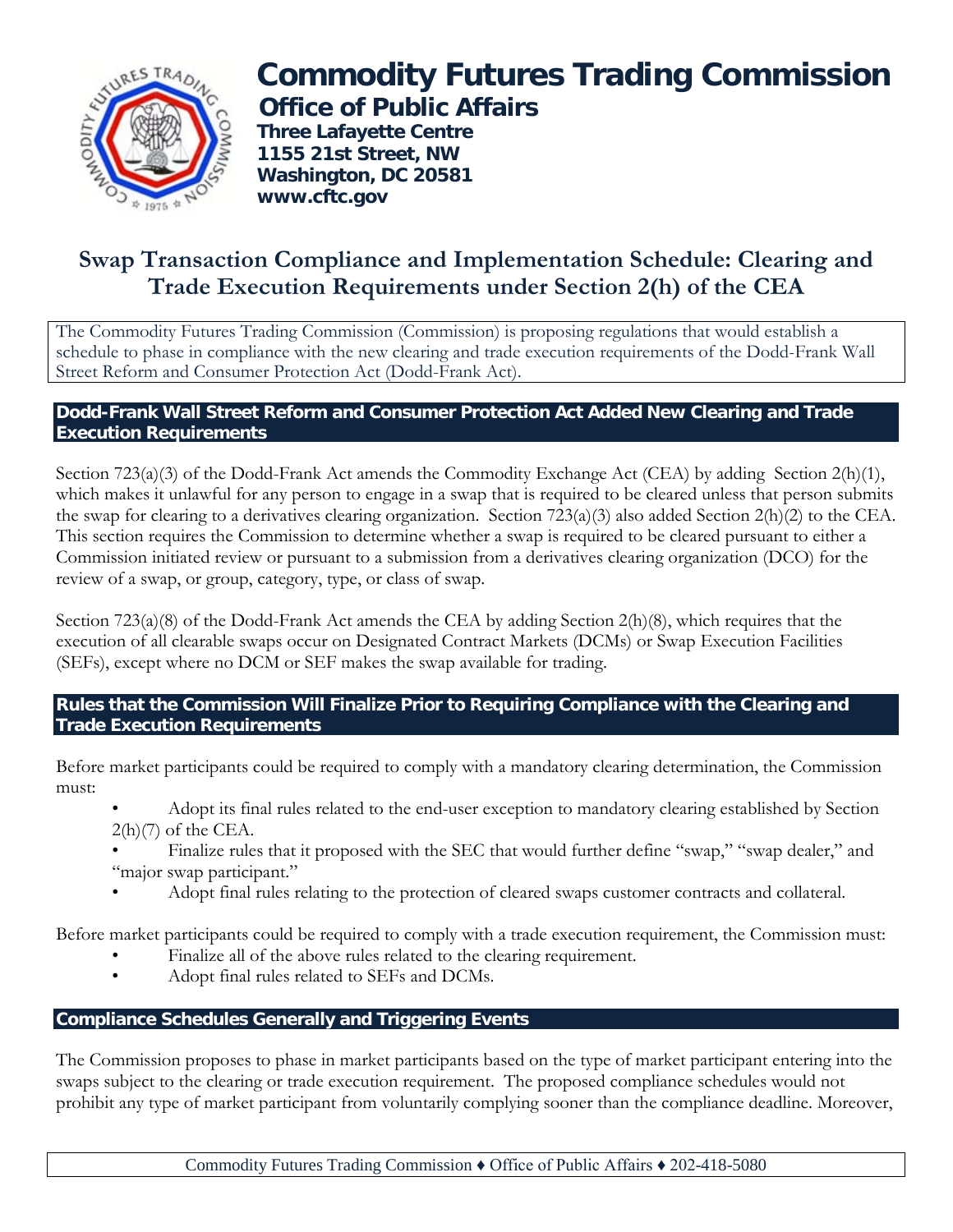# Commodity Futures Trading Commission

## Office of Public Affairs

**Three Lafayette Centre**
**1155 21st Street, NW**
**Washington, DC 20581**
**www.cftc.gov**

# Swap Transaction Compliance and Implementation Schedule: Clearing and Trade Execution Requirements under Section 2(h) of the CEA

The Commodity Futures Trading Commission (Commission) is proposing regulations that would establish a schedule to phase in compliance with the new clearing and trade execution requirements of the Dodd-Frank Wall Street Reform and Consumer Protection Act (Dodd-Frank Act).

## Dodd-Frank Wall Street Reform and Consumer Protection Act Added New Clearing and Trade Execution Requirements

Section 723(a)(3) of the Dodd-Frank Act amends the Commodity Exchange Act (CEA) by adding Section 2(h)(1), which makes it unlawful for any person to engage in a swap that is required to be cleared unless that person submits the swap for clearing to a derivatives clearing organization. Section 723(a)(3) also added Section 2(h)(2) to the CEA. This section requires the Commission to determine whether a swap is required to be cleared pursuant to either a Commission initiated review or pursuant to a submission from a derivatives clearing organization (DCO) for the review of a swap, or group, category, type, or class of swap.

Section 723(a)(8) of the Dodd-Frank Act amends the CEA by adding Section 2(h)(8), which requires that the execution of all clearable swaps occur on Designated Contract Markets (DCMs) or Swap Execution Facilities (SEFs), except where no DCM or SEF makes the swap available for trading.

## Rules that the Commission Will Finalize Prior to Requiring Compliance with the Clearing and Trade Execution Requirements

Before market participants could be required to comply with a mandatory clearing determination, the Commission must:

- Adopt its final rules related to the end-user exception to mandatory clearing established by Section 2(h)(7) of the CEA.
- Finalize rules that it proposed with the SEC that would further define "swap," "swap dealer," and "major swap participant."
- Adopt final rules relating to the protection of cleared swaps customer contracts and collateral.

Before market participants could be required to comply with a trade execution requirement, the Commission must:

- Finalize all of the above rules related to the clearing requirement.
- Adopt final rules related to SEFs and DCMs.

## Compliance Schedules Generally and Triggering Events

The Commission proposes to phase in market participants based on the type of market participant entering into the swaps subject to the clearing or trade execution requirement. The proposed compliance schedules would not prohibit any type of market participant from voluntarily complying sooner than the compliance deadline. Moreover,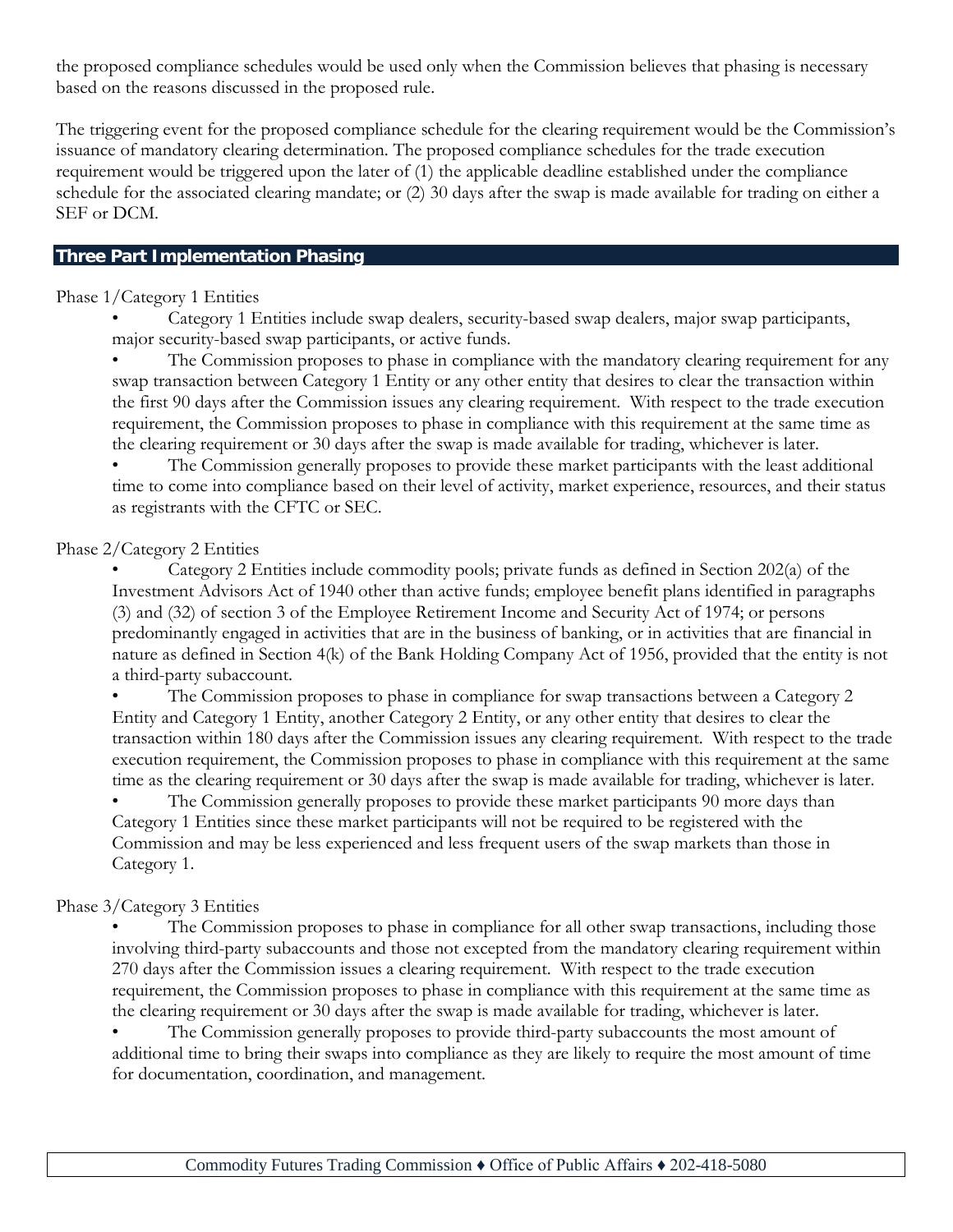the proposed compliance schedules would be used only when the Commission believes that phasing is necessary based on the reasons discussed in the proposed rule.

The triggering event for the proposed compliance schedule for the clearing requirement would be the Commission's issuance of mandatory clearing determination. The proposed compliance schedules for the trade execution requirement would be triggered upon the later of (1) the applicable deadline established under the compliance schedule for the associated clearing mandate; or (2) 30 days after the swap is made available for trading on either a SEF or DCM.

## Three Part Implementation Phasing

Phase 1/Category 1 Entities

- Category 1 Entities include swap dealers, security-based swap dealers, major swap participants, major security-based swap participants, or active funds.
- The Commission proposes to phase in compliance with the mandatory clearing requirement for any swap transaction between Category 1 Entity or any other entity that desires to clear the transaction within the first 90 days after the Commission issues any clearing requirement. With respect to the trade execution requirement, the Commission proposes to phase in compliance with this requirement at the same time as the clearing requirement or 30 days after the swap is made available for trading, whichever is later.
- The Commission generally proposes to provide these market participants with the least additional time to come into compliance based on their level of activity, market experience, resources, and their status as registrants with the CFTC or SEC.

Phase 2/Category 2 Entities

- Category 2 Entities include commodity pools; private funds as defined in Section 202(a) of the Investment Advisors Act of 1940 other than active funds; employee benefit plans identified in paragraphs (3) and (32) of section 3 of the Employee Retirement Income and Security Act of 1974; or persons predominantly engaged in activities that are in the business of banking, or in activities that are financial in nature as defined in Section 4(k) of the Bank Holding Company Act of 1956, provided that the entity is not a third-party subaccount.
- The Commission proposes to phase in compliance for swap transactions between a Category 2 Entity and Category 1 Entity, another Category 2 Entity, or any other entity that desires to clear the transaction within 180 days after the Commission issues any clearing requirement. With respect to the trade execution requirement, the Commission proposes to phase in compliance with this requirement at the same time as the clearing requirement or 30 days after the swap is made available for trading, whichever is later.
- The Commission generally proposes to provide these market participants 90 more days than Category 1 Entities since these market participants will not be required to be registered with the Commission and may be less experienced and less frequent users of the swap markets than those in Category 1.

Phase 3/Category 3 Entities

- The Commission proposes to phase in compliance for all other swap transactions, including those involving third-party subaccounts and those not excepted from the mandatory clearing requirement within 270 days after the Commission issues a clearing requirement. With respect to the trade execution requirement, the Commission proposes to phase in compliance with this requirement at the same time as the clearing requirement or 30 days after the swap is made available for trading, whichever is later.
- The Commission generally proposes to provide third-party subaccounts the most amount of additional time to bring their swaps into compliance as they are likely to require the most amount of time for documentation, coordination, and management.